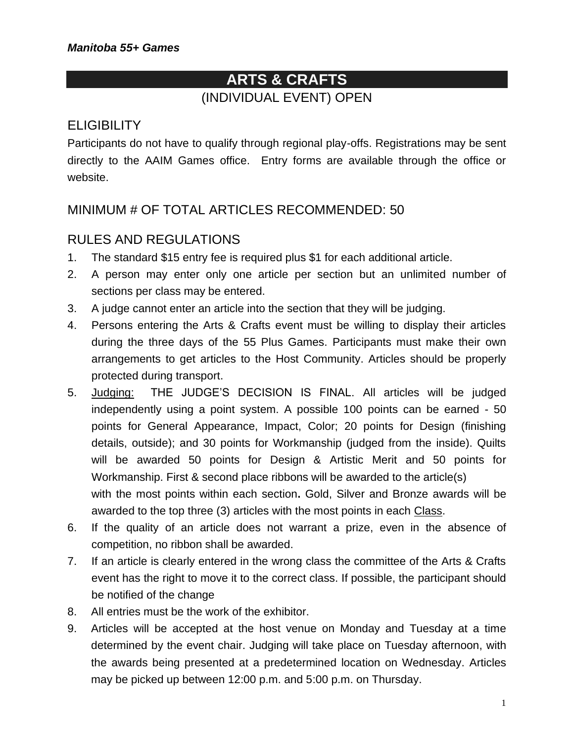*Manitoba 55+ Games*

# ARTS & CRAFTS

(INDIVIDUAL EVENT) OPEN

## ELIGIBILITY

Participants do not have to qualify through regional play-offs. Registrations may be sent directly to the AAIM Games office. Entry forms are available through the office or website.

## MINIMUM # OF TOTAL ARTICLES RECOMMENDED: 50

## RULES AND REGULATIONS

1. The standard $15 entry fee is required plus $1 for each additional article.
2. A person may enter only one article per section but an unlimited number of sections per class may be entered.
3. A judge cannot enter an article into the section that they will be judging.
4. Persons entering the Arts & Crafts event must be willing to display their articles during the three days of the 55 Plus Games. Participants must make their own arrangements to get articles to the Host Community. Articles should be properly protected during transport.
5. Judging: THE JUDGE'S DECISION IS FINAL. All articles will be judged independently using a point system. A possible 100 points can be earned - 50 points for General Appearance, Impact, Color; 20 points for Design (finishing details, outside); and 30 points for Workmanship (judged from the inside). Quilts will be awarded 50 points for Design & Artistic Merit and 50 points for Workmanship. First & second place ribbons will be awarded to the article(s) with the most points within each section**.** Gold, Silver and Bronze awards will be awarded to the top three (3) articles with the most points in each Class.
6. If the quality of an article does not warrant a prize, even in the absence of competition, no ribbon shall be awarded.
7. If an article is clearly entered in the wrong class the committee of the Arts & Crafts event has the right to move it to the correct class. If possible, the participant should be notified of the change
8. All entries must be the work of the exhibitor.
9. Articles will be accepted at the host venue on Monday and Tuesday at a time determined by the event chair. Judging will take place on Tuesday afternoon, with the awards being presented at a predetermined location on Wednesday. Articles may be picked up between 12:00 p.m. and 5:00 p.m. on Thursday.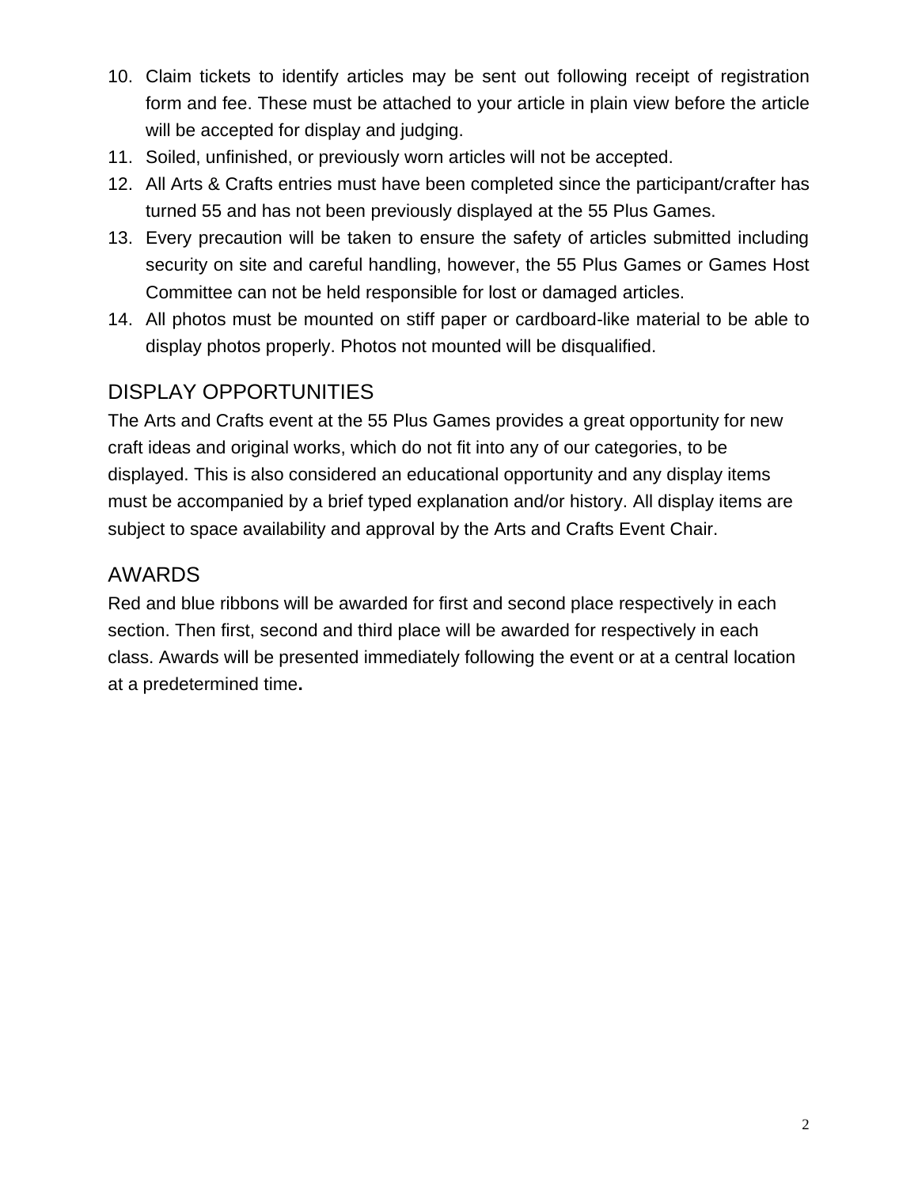10. Claim tickets to identify articles may be sent out following receipt of registration form and fee. These must be attached to your article in plain view before the article will be accepted for display and judging.
11. Soiled, unfinished, or previously worn articles will not be accepted.
12. All Arts & Crafts entries must have been completed since the participant/crafter has turned 55 and has not been previously displayed at the 55 Plus Games.
13. Every precaution will be taken to ensure the safety of articles submitted including security on site and careful handling, however, the 55 Plus Games or Games Host Committee can not be held responsible for lost or damaged articles.
14. All photos must be mounted on stiff paper or cardboard-like material to be able to display photos properly. Photos not mounted will be disqualified.

## DISPLAY OPPORTUNITIES

The Arts and Crafts event at the 55 Plus Games provides a great opportunity for new craft ideas and original works, which do not fit into any of our categories, to be displayed. This is also considered an educational opportunity and any display items must be accompanied by a brief typed explanation and/or history. All display items are subject to space availability and approval by the Arts and Crafts Event Chair.

## AWARDS

Red and blue ribbons will be awarded for first and second place respectively in each section. Then first, second and third place will be awarded for respectively in each class. Awards will be presented immediately following the event or at a central location at a predetermined time**.**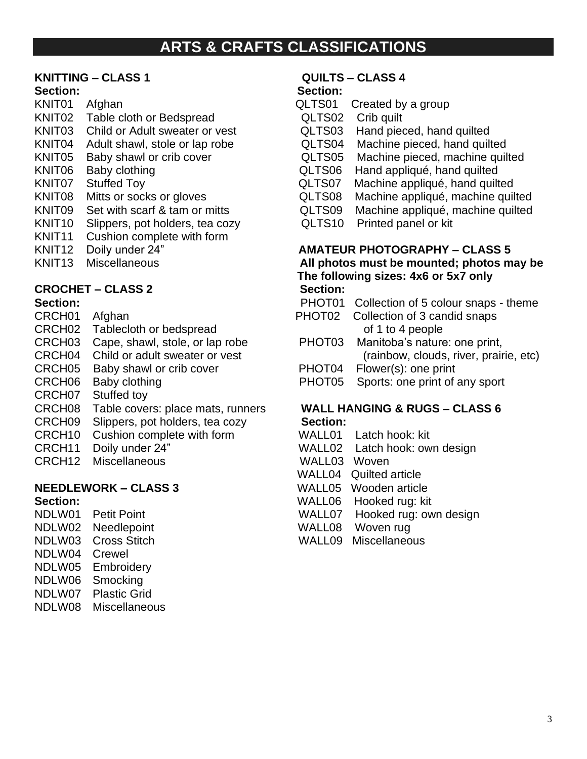# ARTS & CRAFTS CLASSIFICATIONS

### KNITTING – CLASS 1

**Section:**

- KNIT01 Afghan
- KNIT02 Table cloth or Bedspread
- KNIT03 Child or Adult sweater or vest
- KNIT04 Adult shawl, stole or lap robe
- KNIT05 Baby shawl or crib cover
- KNIT06 Baby clothing
- KNIT07 Stuffed Toy
- KNIT08 Mitts or socks or gloves
- KNIT09 Set with scarf & tam or mitts
- KNIT10 Slippers, pot holders, tea cozy
- KNIT11 Cushion complete with form
- KNIT12 Doily under 24”
- KNIT13 Miscellaneous

### CROCHET – CLASS 2

**Section:**

- CRCH01 Afghan
- CRCH02 Tablecloth or bedspread
- CRCH03 Cape, shawl, stole, or lap robe
- CRCH04 Child or adult sweater or vest
- CRCH05 Baby shawl or crib cover
- CRCH06 Baby clothing
- CRCH07 Stuffed toy
- CRCH08 Table covers: place mats, runners
- CRCH09 Slippers, pot holders, tea cozy
- CRCH10 Cushion complete with form
- CRCH11 Doily under 24”
- CRCH12 Miscellaneous

### NEEDLEWORK – CLASS 3

**Section:**

- NDLW01 Petit Point
- NDLW02 Needlepoint
- NDLW03 Cross Stitch
- NDLW04 Crewel
- NDLW05 Embroidery
- NDLW06 Smocking
- NDLW07 Plastic Grid
- NDLW08 Miscellaneous

### QUILTS – CLASS 4

**Section:**

- QLTS01 Created by a group
- QLTS02 Crib quilt
- QLTS03 Hand pieced, hand quilted
- QLTS04 Machine pieced, hand quilted
- QLTS05 Machine pieced, machine quilted
- QLTS06 Hand appliqué, hand quilted
- QLTS07 Machine appliqué, hand quilted
- QLTS08 Machine appliqué, machine quilted
- QLTS09 Machine appliqué, machine quilted
- QLTS10 Printed panel or kit

### AMATEUR PHOTOGRAPHY – CLASS 5

**All photos must be mounted; photos may be The following sizes: 4x6 or 5x7 only**

**Section:**

- PHOT01 Collection of 5 colour snaps - theme
- PHOT02 Collection of 3 candid snaps of 1 to 4 people
- PHOT03 Manitoba’s nature: one print, (rainbow, clouds, river, prairie, etc)
- PHOT04 Flower(s): one print
- PHOT05 Sports: one print of any sport

### WALL HANGING & RUGS – CLASS 6

**Section:**

- WALL01 Latch hook: kit
- WALL02 Latch hook: own design
- WALL03 Woven
- WALL04 Quilted article
- WALL05 Wooden article
- WALL06 Hooked rug: kit
- WALL07 Hooked rug: own design
- WALL08 Woven rug
- WALL09 Miscellaneous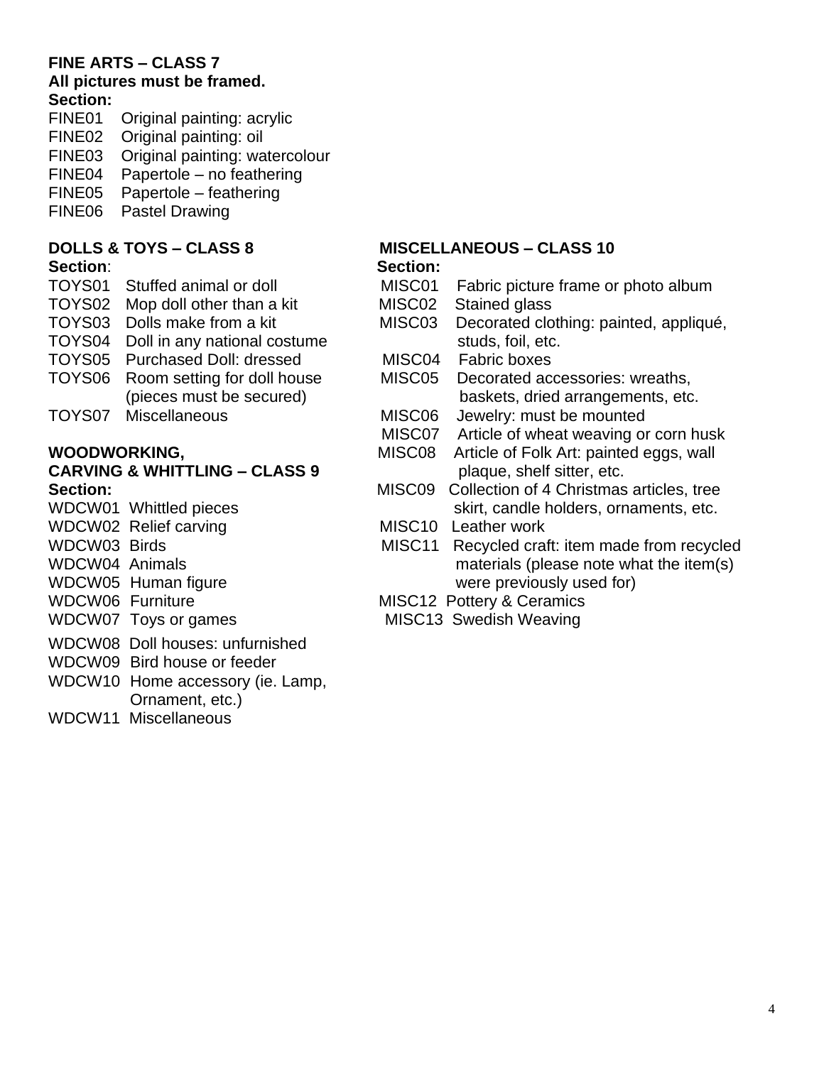**FINE ARTS – CLASS 7**
**All pictures must be framed.**
**Section:**

FINE01 Original painting: acrylic
FINE02 Original painting: oil
FINE03 Original painting: watercolour
FINE04 Papertole – no feathering
FINE05 Papertole – feathering
FINE06 Pastel Drawing

**DOLLS & TOYS – CLASS 8**
**Section**:

TOYS01 Stuffed animal or doll
TOYS02 Mop doll other than a kit
TOYS03 Dolls make from a kit
TOYS04 Doll in any national costume
TOYS05 Purchased Doll: dressed
TOYS06 Room setting for doll house (pieces must be secured)
TOYS07 Miscellaneous

**WOODWORKING, CARVING & WHITTLING – CLASS 9**
**Section:**

WDCW01 Whittled pieces
WDCW02 Relief carving
WDCW03 Birds
WDCW04 Animals
WDCW05 Human figure
WDCW06 Furniture
WDCW07 Toys or games
WDCW08 Doll houses: unfurnished
WDCW09 Bird house or feeder
WDCW10 Home accessory (ie. Lamp, Ornament, etc.)
WDCW11 Miscellaneous

**MISCELLANEOUS – CLASS 10**
**Section:**

MISC01 Fabric picture frame or photo album
MISC02 Stained glass
MISC03 Decorated clothing: painted, appliqué, studs, foil, etc.
MISC04 Fabric boxes
MISC05 Decorated accessories: wreaths, baskets, dried arrangements, etc.
MISC06 Jewelry: must be mounted
MISC07 Article of wheat weaving or corn husk
MISC08 Article of Folk Art: painted eggs, wall plaque, shelf sitter, etc.
MISC09 Collection of 4 Christmas articles, tree skirt, candle holders, ornaments, etc.
MISC10 Leather work
MISC11 Recycled craft: item made from recycled materials (please note what the item(s) were previously used for)
MISC12 Pottery & Ceramics
MISC13 Swedish Weaving